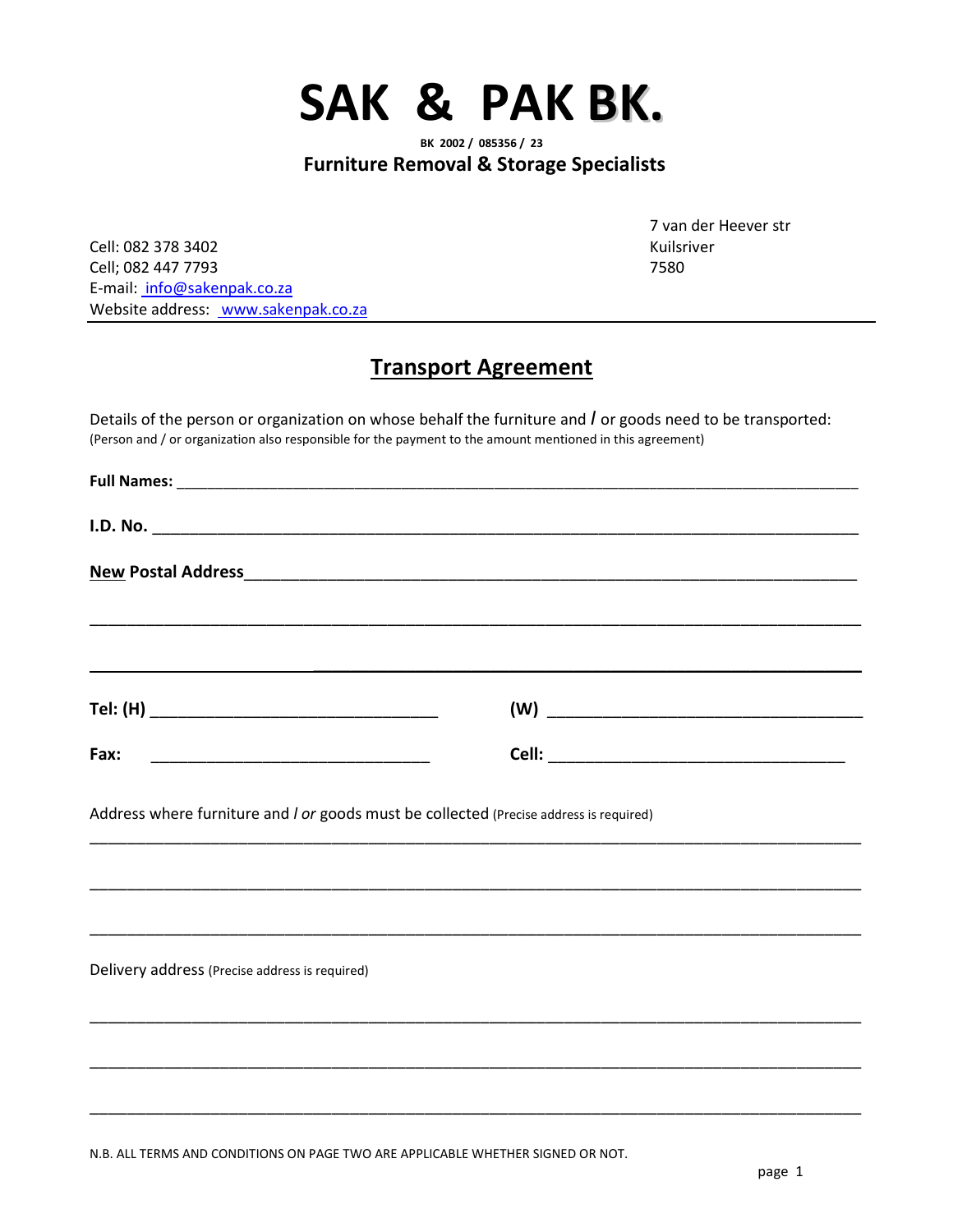# SAK & PAK BK.

**BK 2002 / 085356 / 23**

**Furniture Removal & Storage Specialists**

Cell: 082 378 3402
Cell; 082 447 7793
E-mail: info@sakenpak.co.za
Website address: www.sakenpak.co.za

7 van der Heever str
Kuilsriver
7580

---

## Transport Agreement

Details of the person or organization on whose behalf the furniture and / or goods need to be transported:
(Person and / or organization also responsible for the payment to the amount mentioned in this agreement)

**Full Names:** ______________________________________________________________

**I.D. No.** ______________________________________________________________

**New Postal Address**______________________________________________________________

______________________________________________________________

______________________________________________________________

**Tel: (H)** ______________________ **(W)** ______________________

**Fax:** ______________________ **Cell:** ______________________

Address where furniture and / *or* goods must be collected (Precise address is required)

______________________________________________________________

______________________________________________________________

______________________________________________________________

Delivery address (Precise address is required)

______________________________________________________________

______________________________________________________________

______________________________________________________________

N.B. ALL TERMS AND CONDITIONS ON PAGE TWO ARE APPLICABLE WHETHER SIGNED OR NOT.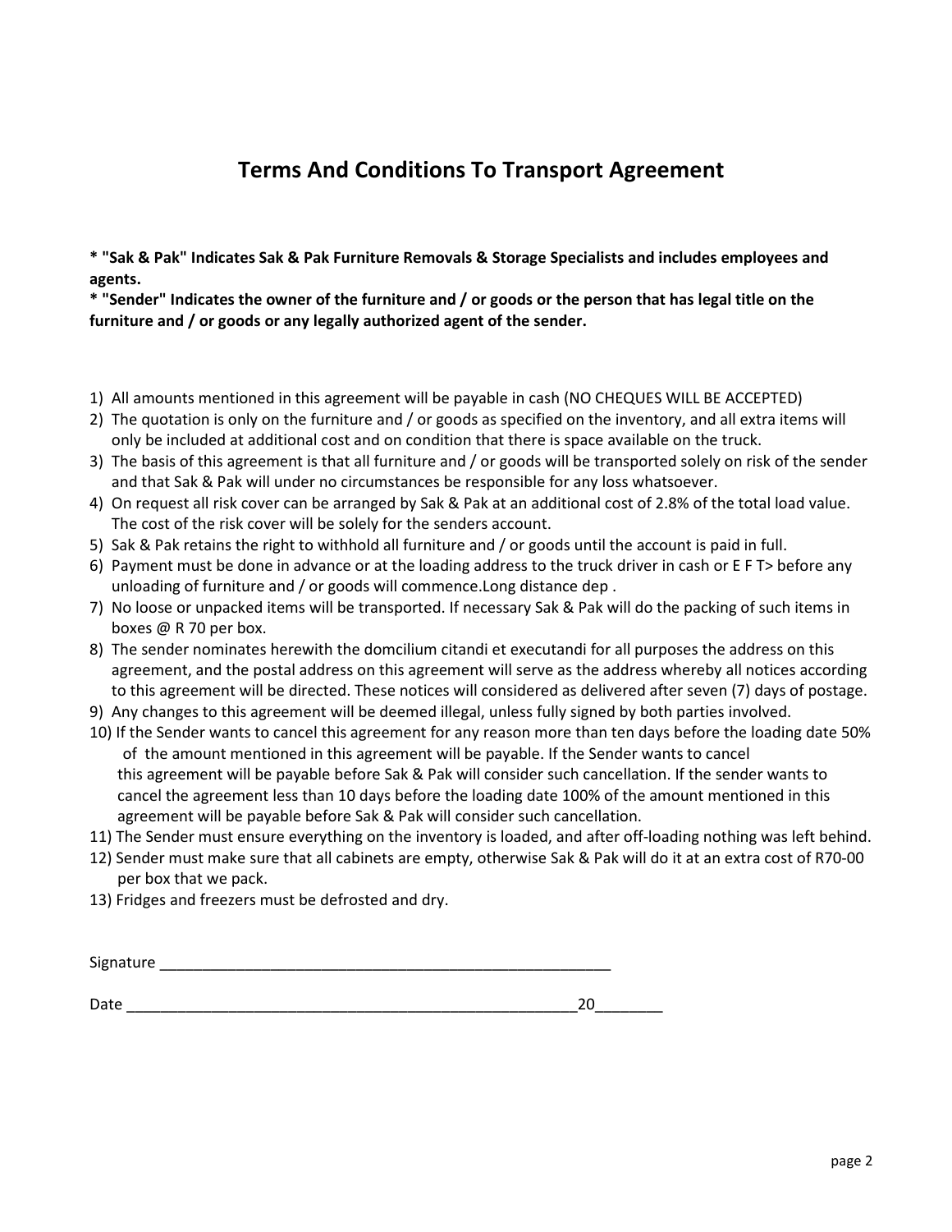# Terms And Conditions To Transport Agreement

**\* "Sak & Pak" Indicates Sak & Pak Furniture Removals & Storage Specialists and includes employees and agents.**
**\* "Sender" Indicates the owner of the furniture and / or goods or the person that has legal title on the furniture and / or goods or any legally authorized agent of the sender.**

1) All amounts mentioned in this agreement will be payable in cash (NO CHEQUES WILL BE ACCEPTED)
2) The quotation is only on the furniture and / or goods as specified on the inventory, and all extra items will only be included at additional cost and on condition that there is space available on the truck.
3) The basis of this agreement is that all furniture and / or goods will be transported solely on risk of the sender and that Sak & Pak will under no circumstances be responsible for any loss whatsoever.
4) On request all risk cover can be arranged by Sak & Pak at an additional cost of 2.8% of the total load value. The cost of the risk cover will be solely for the senders account.
5) Sak & Pak retains the right to withhold all furniture and / or goods until the account is paid in full.
6) Payment must be done in advance or at the loading address to the truck driver in cash or E F T> before any unloading of furniture and / or goods will commence.Long distance dep .
7) No loose or unpacked items will be transported. If necessary Sak & Pak will do the packing of such items in boxes @ R 70 per box.
8) The sender nominates herewith the domcilium citandi et executandi for all purposes the address on this agreement, and the postal address on this agreement will serve as the address whereby all notices according to this agreement will be directed. These notices will considered as delivered after seven (7) days of postage.
9) Any changes to this agreement will be deemed illegal, unless fully signed by both parties involved.
10) If the Sender wants to cancel this agreement for any reason more than ten days before the loading date 50% of the amount mentioned in this agreement will be payable. If the Sender wants to cancel this agreement will be payable before Sak & Pak will consider such cancellation. If the sender wants to cancel the agreement less than 10 days before the loading date 100% of the amount mentioned in this agreement will be payable before Sak & Pak will consider such cancellation.
11) The Sender must ensure everything on the inventory is loaded, and after off-loading nothing was left behind.
12) Sender must make sure that all cabinets are empty, otherwise Sak & Pak will do it at an extra cost of R70-00 per box that we pack.
13) Fridges and freezers must be defrosted and dry.

Signature \_\_\_\_\_\_\_\_\_\_\_\_\_\_\_\_\_\_\_\_\_\_\_\_\_\_\_\_\_\_\_\_\_\_\_\_\_\_\_\_\_\_\_\_\_\_\_\_\_\_\_\_

Date \_\_\_\_\_\_\_\_\_\_\_\_\_\_\_\_\_\_\_\_\_\_\_\_\_\_\_\_\_\_\_\_\_\_\_\_\_\_\_\_\_\_\_\_\_\_\_\_\_\_\_\_20\_\_\_\_\_\_\_\_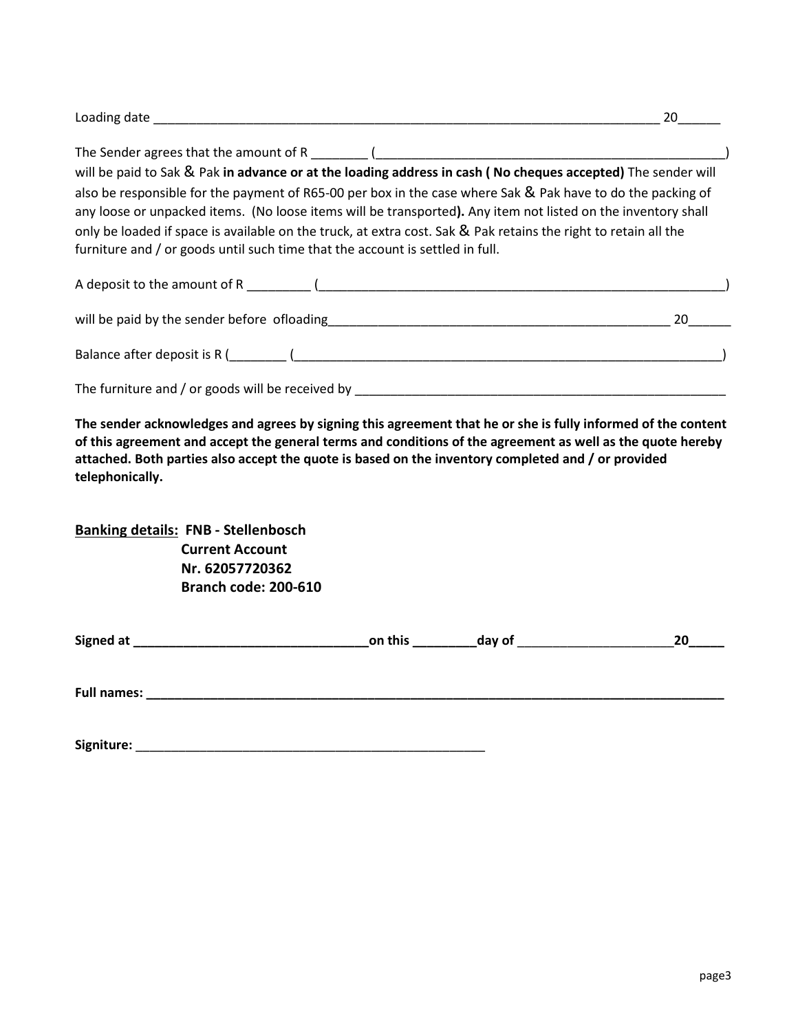Loading date ________________________________________________________________________ 20______

The Sender agrees that the amount of R ________ (__________________________________________________) will be paid to Sak & Pak **in advance or at the loading address in cash ( No cheques accepted)** The sender will also be responsible for the payment of R65-00 per box in the case where Sak & Pak have to do the packing of any loose or unpacked items. (No loose items will be transported**).** Any item not listed on the inventory shall only be loaded if space is available on the truck, at extra cost. Sak & Pak retains the right to retain all the furniture and / or goods until such time that the account is settled in full.

A deposit to the amount of R _________ (__________________________________________________________)

will be paid by the sender before ofloading__________________________________________________ 20______

Balance after deposit is R (________ (_______________________________________________________________)

The furniture and / or goods will be received by ______________________________________________________

**The sender acknowledges and agrees by signing this agreement that he or she is fully informed of the content of this agreement and accept the general terms and conditions of the agreement as well as the quote hereby attached. Both parties also accept the quote is based on the inventory completed and / or provided telephonically.**

**Banking details:** **FNB - Stellenbosch**
**Current Account**
**Nr. 62057720362**
**Branch code: 200-610**

**Signed at _________________________________on this _________day of** ______________________**20_____**

**Full names: ________________________________________________________________________________**

**Signiture:** ___________________________________________________